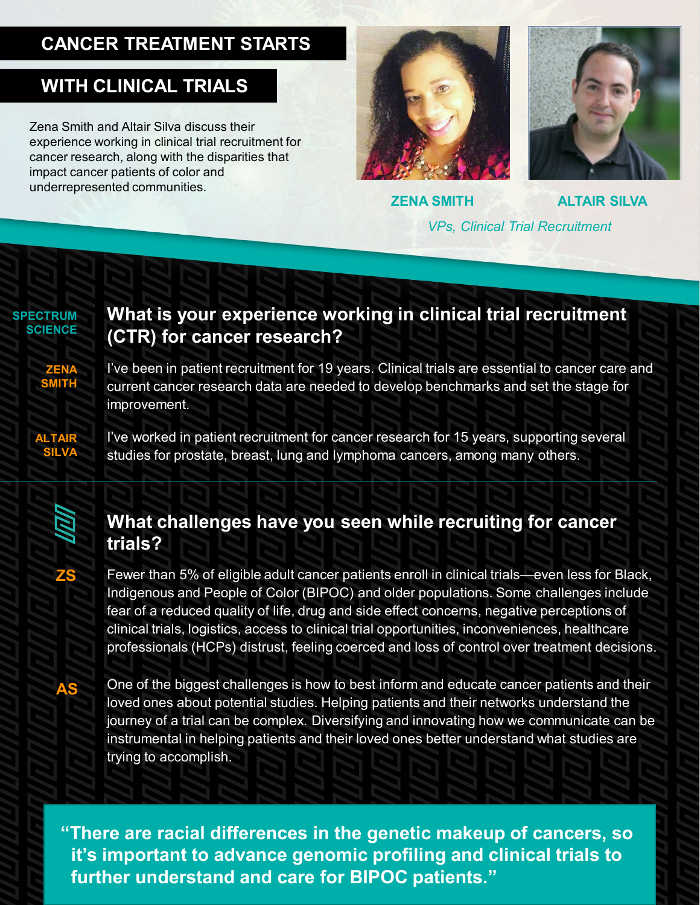# CANCER TREATMENT STARTS WITH CLINICAL TRIALS

Zena Smith and Altair Silva discuss their experience working in clinical trial recruitment for cancer research, along with the disparities that impact cancer patients of color and underrepresented communities.

**ZENA SMITH** | **ALTAIR SILVA**

*VPs, Clinical Trial Recruitment*

---

**SPECTRUM SCIENCE**

## What is your experience working in clinical trial recruitment (CTR) for cancer research?

**ZENA SMITH**

I've been in patient recruitment for 19 years. Clinical trials are essential to cancer care and current cancer research data are needed to develop benchmarks and set the stage for improvement.

**ALTAIR SILVA**

I've worked in patient recruitment for cancer research for 15 years, supporting several studies for prostate, breast, lung and lymphoma cancers, among many others.

---

## What challenges have you seen while recruiting for cancer trials?

**ZS**

Fewer than 5% of eligible adult cancer patients enroll in clinical trials—even less for Black, Indigenous and People of Color (BIPOC) and older populations. Some challenges include fear of a reduced quality of life, drug and side effect concerns, negative perceptions of clinical trials, logistics, access to clinical trial opportunities, inconveniences, healthcare professionals (HCPs) distrust, feeling coerced and loss of control over treatment decisions.

**AS**

One of the biggest challenges is how to best inform and educate cancer patients and their loved ones about potential studies. Helping patients and their networks understand the journey of a trial can be complex. Diversifying and innovating how we communicate can be instrumental in helping patients and their loved ones better understand what studies are trying to accomplish.

> **"There are racial differences in the genetic makeup of cancers, so it's important to advance genomic profiling and clinical trials to further understand and care for BIPOC patients."**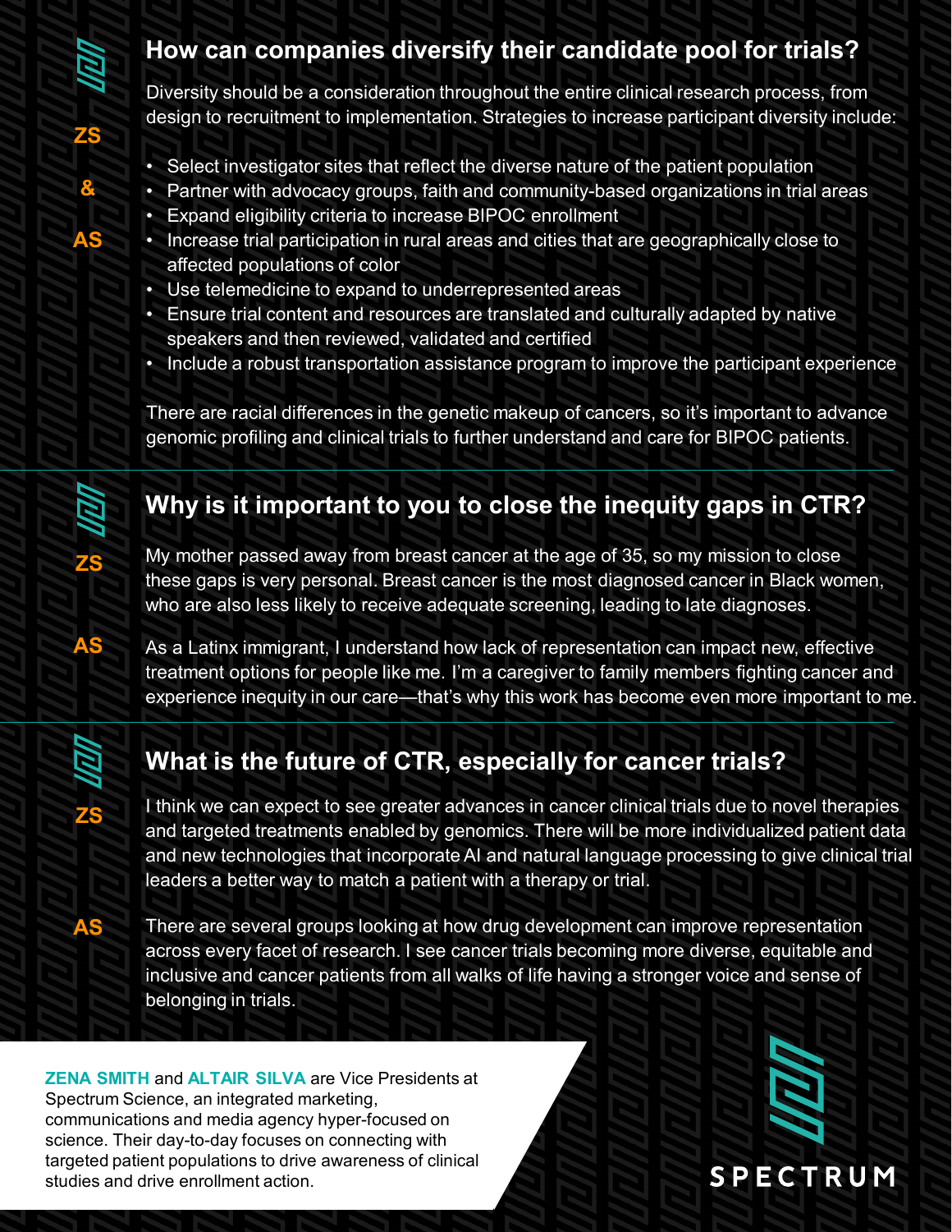## How can companies diversify their candidate pool for trials?

**ZS & AS**

Diversity should be a consideration throughout the entire clinical research process, from design to recruitment to implementation. Strategies to increase participant diversity include:

- Select investigator sites that reflect the diverse nature of the patient population
- Partner with advocacy groups, faith and community-based organizations in trial areas
- Expand eligibility criteria to increase BIPOC enrollment
- Increase trial participation in rural areas and cities that are geographically close to affected populations of color
- Use telemedicine to expand to underrepresented areas
- Ensure trial content and resources are translated and culturally adapted by native speakers and then reviewed, validated and certified
- Include a robust transportation assistance program to improve the participant experience

There are racial differences in the genetic makeup of cancers, so it's important to advance genomic profiling and clinical trials to further understand and care for BIPOC patients.

## Why is it important to you to close the inequity gaps in CTR?

**ZS** My mother passed away from breast cancer at the age of 35, so my mission to close these gaps is very personal. Breast cancer is the most diagnosed cancer in Black women, who are also less likely to receive adequate screening, leading to late diagnoses.

**AS** As a Latinx immigrant, I understand how lack of representation can impact new, effective treatment options for people like me. I'm a caregiver to family members fighting cancer and experience inequity in our care—that's why this work has become even more important to me.

## What is the future of CTR, especially for cancer trials?

**ZS** I think we can expect to see greater advances in cancer clinical trials due to novel therapies and targeted treatments enabled by genomics. There will be more individualized patient data and new technologies that incorporate AI and natural language processing to give clinical trial leaders a better way to match a patient with a therapy or trial.

**AS** There are several groups looking at how drug development can improve representation across every facet of research. I see cancer trials becoming more diverse, equitable and inclusive and cancer patients from all walks of life having a stronger voice and sense of belonging in trials.

**ZENA SMITH** and **ALTAIR SILVA** are Vice Presidents at Spectrum Science, an integrated marketing, communications and media agency hyper-focused on science. Their day-to-day focuses on connecting with targeted patient populations to drive awareness of clinical studies and drive enrollment action.

SPECTRUM